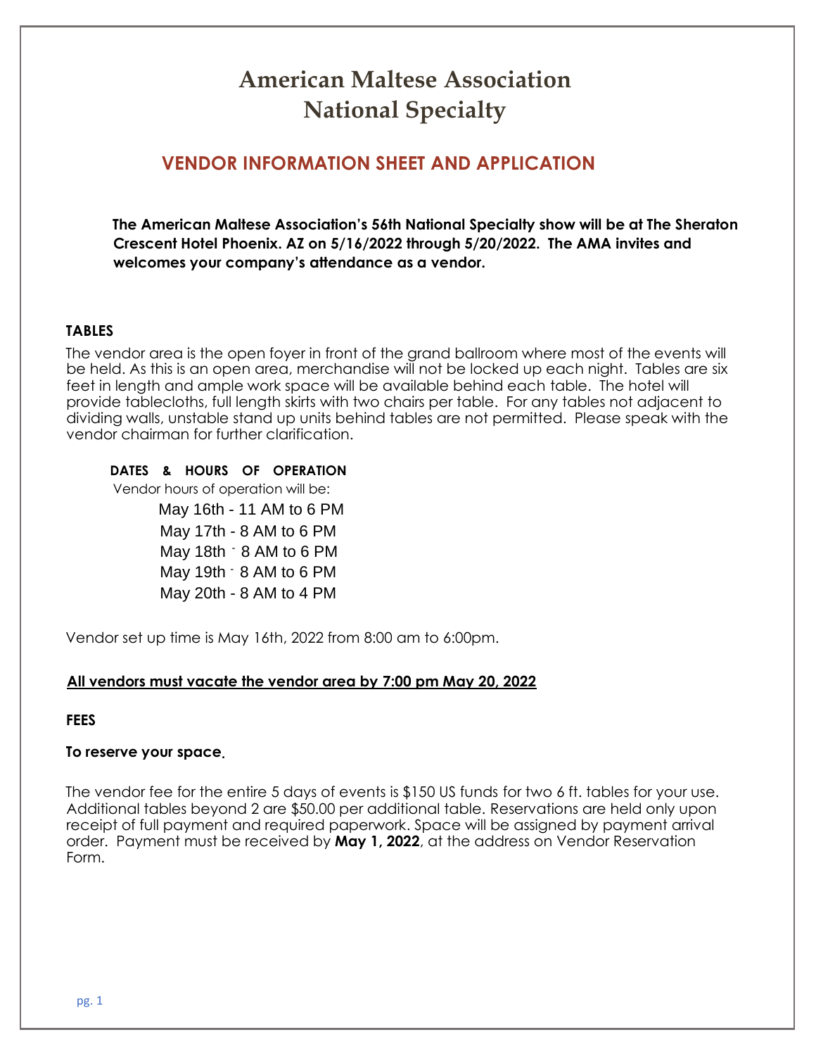# American Maltese Association
# National Specialty

## VENDOR INFORMATION SHEET AND APPLICATION

**The American Maltese Association's 56th National Specialty show will be at The Sheraton Crescent Hotel Phoenix. AZ on 5/16/2022 through 5/20/2022. The AMA invites and welcomes your company's attendance as a vendor.**

### TABLES

The vendor area is the open foyer in front of the grand ballroom where most of the events will be held. As this is an open area, merchandise will not be locked up each night. Tables are six feet in length and ample work space will be available behind each table. The hotel will provide tablecloths, full length skirts with two chairs per table. For any tables not adjacent to dividing walls, unstable stand up units behind tables are not permitted. Please speak with the vendor chairman for further clarification.

### DATES & HOURS OF OPERATION

Vendor hours of operation will be:

May 16th - 11 AM to 6 PM
May 17th - 8 AM to 6 PM
May 18th - 8 AM to 6 PM
May 19th - 8 AM to 6 PM
May 20th - 8 AM to 4 PM

Vendor set up time is May 16th, 2022 from 8:00 am to 6:00pm.

**All vendors must vacate the vendor area by 7:00 pm May 20, 2022**

### FEES

**To reserve your space.**

The vendor fee for the entire 5 days of events is $150 US funds for two 6 ft. tables for your use. Additional tables beyond 2 are $50.00 per additional table. Reservations are held only upon receipt of full payment and required paperwork. Space will be assigned by payment arrival order. Payment must be received by **May 1, 2022**, at the address on Vendor Reservation Form.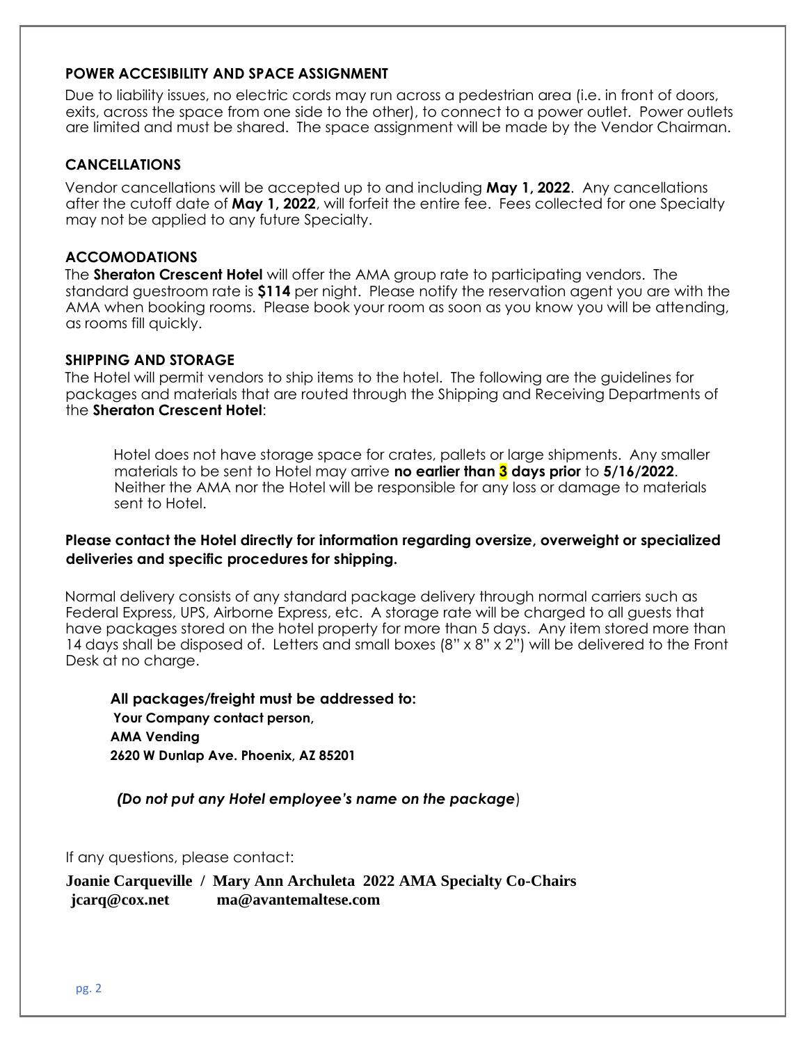### POWER ACCESIBILITY AND SPACE ASSIGNMENT

Due to liability issues, no electric cords may run across a pedestrian area (i.e. in front of doors, exits, across the space from one side to the other), to connect to a power outlet. Power outlets are limited and must be shared. The space assignment will be made by the Vendor Chairman.

### CANCELLATIONS

Vendor cancellations will be accepted up to and including **May 1, 2022**. Any cancellations after the cutoff date of **May 1, 2022**, will forfeit the entire fee. Fees collected for one Specialty may not be applied to any future Specialty.

### ACCOMODATIONS

The **Sheraton Crescent Hotel** will offer the AMA group rate to participating vendors. The standard guestroom rate is **$114** per night. Please notify the reservation agent you are with the AMA when booking rooms. Please book your room as soon as you know you will be attending, as rooms fill quickly.

### SHIPPING AND STORAGE

The Hotel will permit vendors to ship items to the hotel. The following are the guidelines for packages and materials that are routed through the Shipping and Receiving Departments of the **Sheraton Crescent Hotel**:

> Hotel does not have storage space for crates, pallets or large shipments. Any smaller materials to be sent to Hotel may arrive **no earlier than 3 days prior** to **5/16/2022**. Neither the AMA nor the Hotel will be responsible for any loss or damage to materials sent to Hotel.

**Please contact the Hotel directly for information regarding oversize, overweight or specialized deliveries and specific procedures for shipping.**

Normal delivery consists of any standard package delivery through normal carriers such as Federal Express, UPS, Airborne Express, etc. A storage rate will be charged to all guests that have packages stored on the hotel property for more than 5 days. Any item stored more than 14 days shall be disposed of. Letters and small boxes (8" x 8" x 2") will be delivered to the Front Desk at no charge.

**All packages/freight must be addressed to:**
**Your Company contact person,**
**AMA Vending**
**2620 W Dunlap Ave. Phoenix, AZ 85201**

***(Do not put any Hotel employee's name on the package)***

If any questions, please contact:

**Joanie Carqueville / Mary Ann Archuleta 2022 AMA Specialty Co-Chairs**
**jcarq@cox.net ma@avantemaltese.com**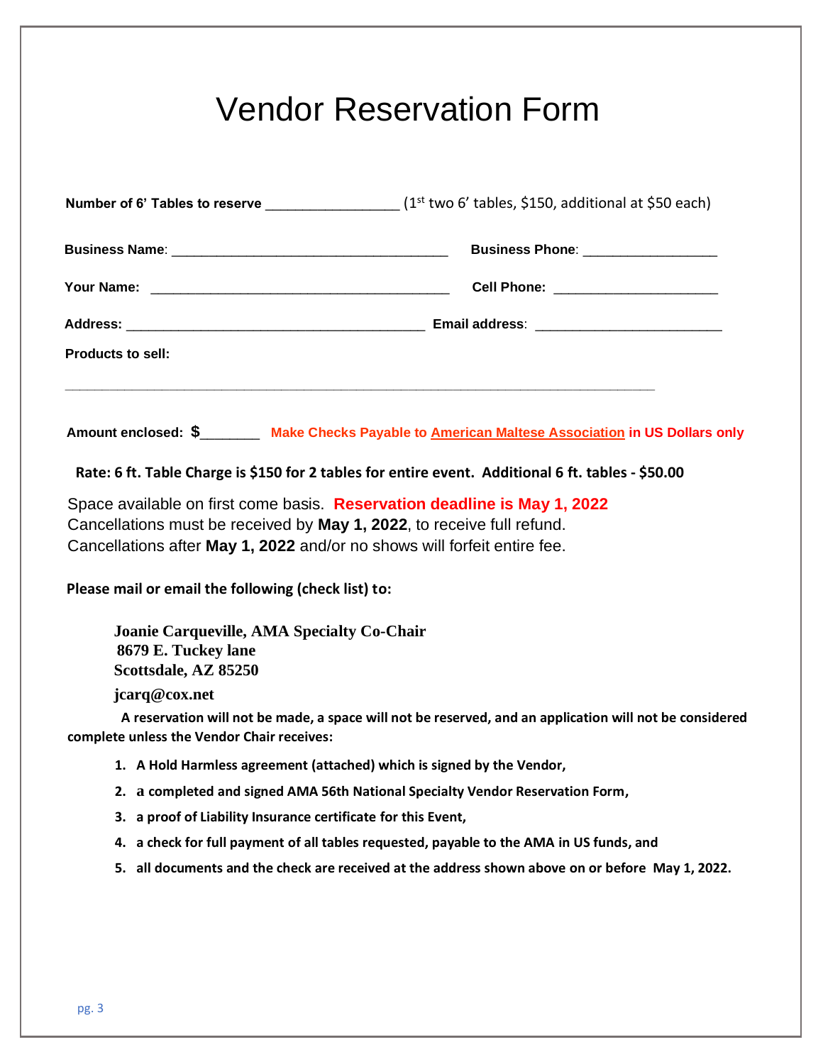# Vendor Reservation Form

**Number of 6' Tables to reserve** _________________ (1st two 6' tables, $150, additional at $50 each)

**Business Name**: ____________________________________ **Business Phone**: _________________

**Your Name:** ______________________________________ **Cell Phone:** _____________________

**Address:** _____________________________________ **Email address**: ________________________

**Products to sell:**

_____________________________________________________________________________

**Amount enclosed: $**_______ **Make Checks Payable to American Maltese Association in US Dollars only**

**Rate: 6 ft. Table Charge is $150 for 2 tables for entire event. Additional 6 ft. tables - $50.00**

Space available on first come basis. **Reservation deadline is May 1, 2022**
Cancellations must be received by **May 1, 2022**, to receive full refund.
Cancellations after **May 1, 2022** and/or no shows will forfeit entire fee.

**Please mail or email the following (check list) to:**

**Joanie Carqueville, AMA Specialty Co-Chair**
**8679 E. Tuckey lane**
**Scottsdale, AZ 85250**

**jcarq@cox.net**

**A reservation will not be made, a space will not be reserved, and an application will not be considered complete unless the Vendor Chair receives:**

1. **A Hold Harmless agreement (attached) which is signed by the Vendor,**
2. **a completed and signed AMA 56th National Specialty Vendor Reservation Form,**
3. **a proof of Liability Insurance certificate for this Event,**
4. **a check for full payment of all tables requested, payable to the AMA in US funds, and**
5. **all documents and the check are received at the address shown above on or before May 1, 2022.**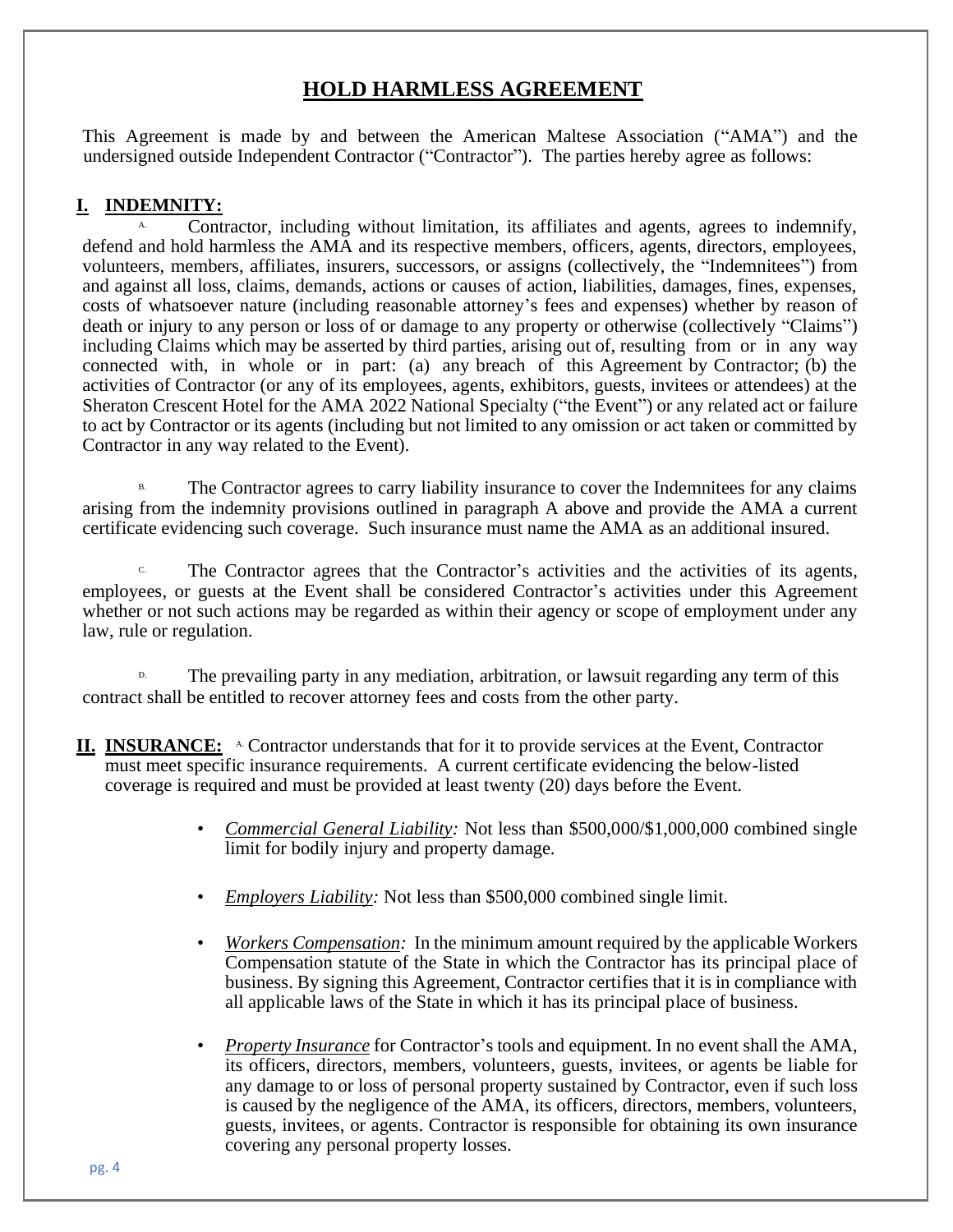# HOLD HARMLESS AGREEMENT

This Agreement is made by and between the American Maltese Association ("AMA") and the undersigned outside Independent Contractor ("Contractor"). The parties hereby agree as follows:

## I. INDEMNITY:

A. Contractor, including without limitation, its affiliates and agents, agrees to indemnify, defend and hold harmless the AMA and its respective members, officers, agents, directors, employees, volunteers, members, affiliates, insurers, successors, or assigns (collectively, the "Indemnitees") from and against all loss, claims, demands, actions or causes of action, liabilities, damages, fines, expenses, costs of whatsoever nature (including reasonable attorney's fees and expenses) whether by reason of death or injury to any person or loss of or damage to any property or otherwise (collectively "Claims") including Claims which may be asserted by third parties, arising out of, resulting from or in any way connected with, in whole or in part: (a) any breach of this Agreement by Contractor; (b) the activities of Contractor (or any of its employees, agents, exhibitors, guests, invitees or attendees) at the Sheraton Crescent Hotel for the AMA 2022 National Specialty ("the Event") or any related act or failure to act by Contractor or its agents (including but not limited to any omission or act taken or committed by Contractor in any way related to the Event).

B. The Contractor agrees to carry liability insurance to cover the Indemnitees for any claims arising from the indemnity provisions outlined in paragraph A above and provide the AMA a current certificate evidencing such coverage. Such insurance must name the AMA as an additional insured.

C. The Contractor agrees that the Contractor's activities and the activities of its agents, employees, or guests at the Event shall be considered Contractor's activities under this Agreement whether or not such actions may be regarded as within their agency or scope of employment under any law, rule or regulation.

D. The prevailing party in any mediation, arbitration, or lawsuit regarding any term of this contract shall be entitled to recover attorney fees and costs from the other party.

## II. INSURANCE:

A. Contractor understands that for it to provide services at the Event, Contractor must meet specific insurance requirements. A current certificate evidencing the below-listed coverage is required and must be provided at least twenty (20) days before the Event.

- *Commercial General Liability:* Not less than $500,000/$1,000,000 combined single limit for bodily injury and property damage.
- *Employers Liability:* Not less than $500,000 combined single limit.
- *Workers Compensation:* In the minimum amount required by the applicable Workers Compensation statute of the State in which the Contractor has its principal place of business. By signing this Agreement, Contractor certifies that it is in compliance with all applicable laws of the State in which it has its principal place of business.
- *Property Insurance* for Contractor's tools and equipment. In no event shall the AMA, its officers, directors, members, volunteers, guests, invitees, or agents be liable for any damage to or loss of personal property sustained by Contractor, even if such loss is caused by the negligence of the AMA, its officers, directors, members, volunteers, guests, invitees, or agents. Contractor is responsible for obtaining its own insurance covering any personal property losses.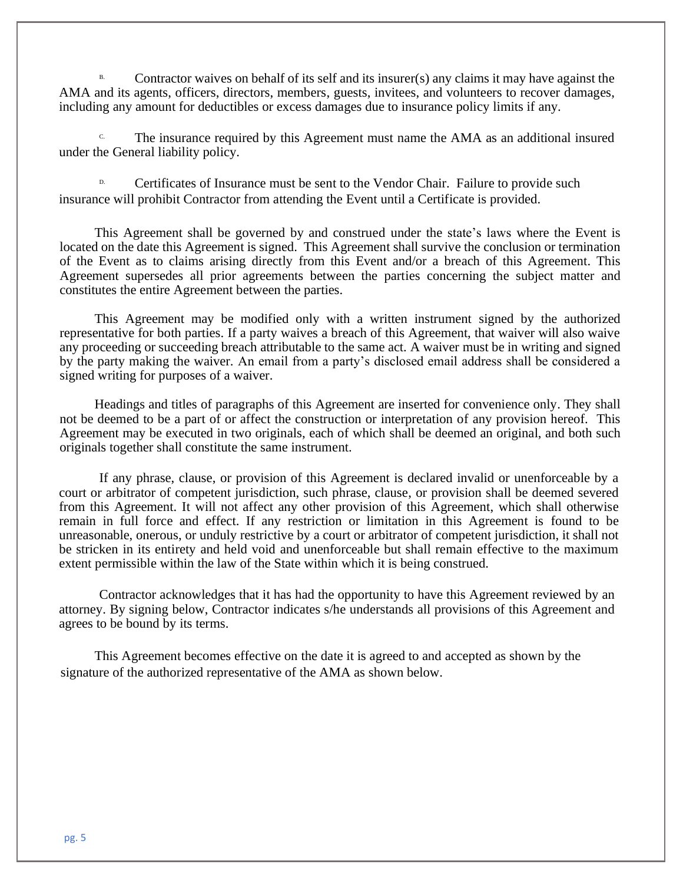B. Contractor waives on behalf of its self and its insurer(s) any claims it may have against the AMA and its agents, officers, directors, members, guests, invitees, and volunteers to recover damages, including any amount for deductibles or excess damages due to insurance policy limits if any.

C. The insurance required by this Agreement must name the AMA as an additional insured under the General liability policy.

D. Certificates of Insurance must be sent to the Vendor Chair. Failure to provide such insurance will prohibit Contractor from attending the Event until a Certificate is provided.

This Agreement shall be governed by and construed under the state's laws where the Event is located on the date this Agreement is signed. This Agreement shall survive the conclusion or termination of the Event as to claims arising directly from this Event and/or a breach of this Agreement. This Agreement supersedes all prior agreements between the parties concerning the subject matter and constitutes the entire Agreement between the parties.

This Agreement may be modified only with a written instrument signed by the authorized representative for both parties. If a party waives a breach of this Agreement, that waiver will also waive any proceeding or succeeding breach attributable to the same act. A waiver must be in writing and signed by the party making the waiver. An email from a party's disclosed email address shall be considered a signed writing for purposes of a waiver.

Headings and titles of paragraphs of this Agreement are inserted for convenience only. They shall not be deemed to be a part of or affect the construction or interpretation of any provision hereof. This Agreement may be executed in two originals, each of which shall be deemed an original, and both such originals together shall constitute the same instrument.

If any phrase, clause, or provision of this Agreement is declared invalid or unenforceable by a court or arbitrator of competent jurisdiction, such phrase, clause, or provision shall be deemed severed from this Agreement. It will not affect any other provision of this Agreement, which shall otherwise remain in full force and effect. If any restriction or limitation in this Agreement is found to be unreasonable, onerous, or unduly restrictive by a court or arbitrator of competent jurisdiction, it shall not be stricken in its entirety and held void and unenforceable but shall remain effective to the maximum extent permissible within the law of the State within which it is being construed.

Contractor acknowledges that it has had the opportunity to have this Agreement reviewed by an attorney. By signing below, Contractor indicates s/he understands all provisions of this Agreement and agrees to be bound by its terms.

This Agreement becomes effective on the date it is agreed to and accepted as shown by the signature of the authorized representative of the AMA as shown below.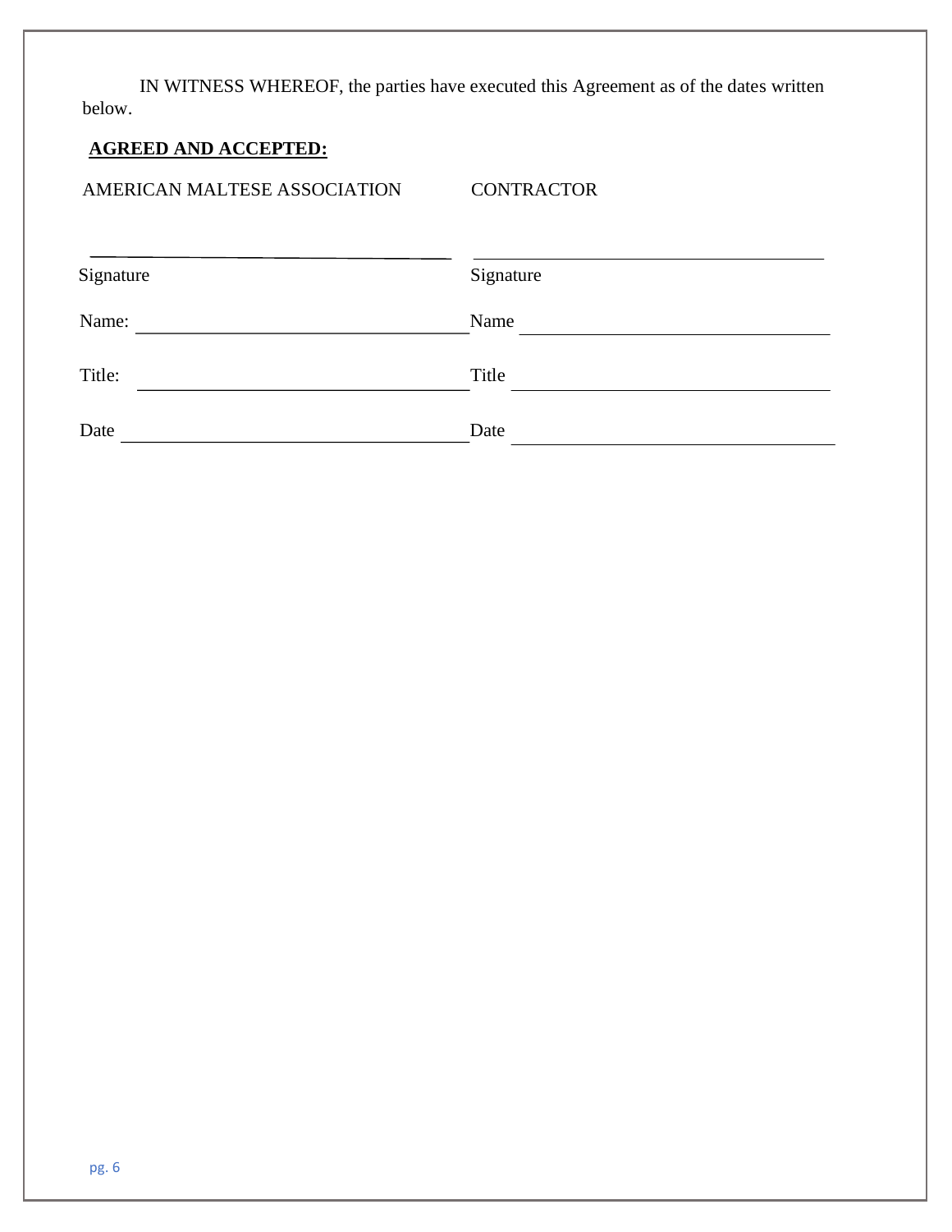IN WITNESS WHEREOF, the parties have executed this Agreement as of the dates written below.

**AGREED AND ACCEPTED:**

| AMERICAN MALTESE ASSOCIATION | CONTRACTOR |
| --- | --- |
| ______________________________ | ______________________________ |
| Signature | Signature |
| Name: ______________________________ | Name ______________________________ |
| Title: ______________________________ | Title ______________________________ |
| Date ______________________________ | Date ______________________________ |